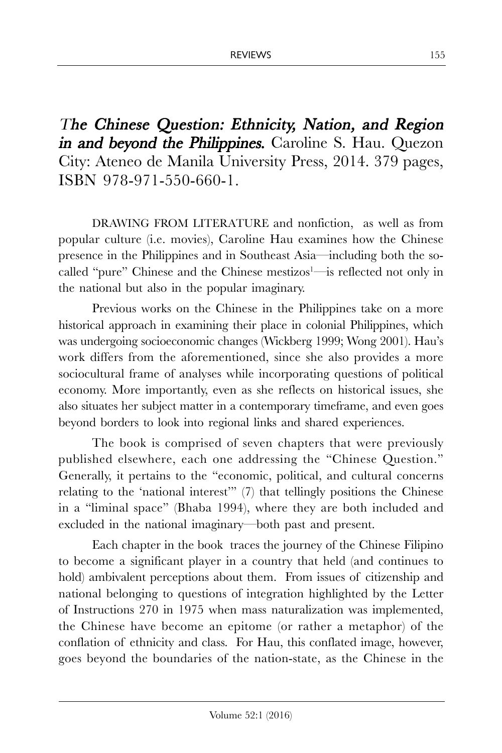## *The Chinese Question: Ethnicity, Nation, and Region in and beyond the Philippines.* Caroline S. Hau. Quezon City: Ateneo de Manila University Press, 2014. 379 pages, ISBN 978-971-550-660-1.

DRAWING FROM LITERATURE and nonfiction, as well as from popular culture (i.e. movies), Caroline Hau examines how the Chinese presence in the Philippines and in Southeast Asia—including both the so-called "pure" Chinese and the Chinese mestizos[1]—is reflected not only in the national but also in the popular imaginary.

Previous works on the Chinese in the Philippines take on a more historical approach in examining their place in colonial Philippines, which was undergoing socioeconomic changes (Wickberg 1999; Wong 2001). Hau's work differs from the aforementioned, since she also provides a more sociocultural frame of analyses while incorporating questions of political economy. More importantly, even as she reflects on historical issues, she also situates her subject matter in a contemporary timeframe, and even goes beyond borders to look into regional links and shared experiences.

The book is comprised of seven chapters that were previously published elsewhere, each one addressing the "Chinese Question." Generally, it pertains to the "economic, political, and cultural concerns relating to the 'national interest'" (7) that tellingly positions the Chinese in a "liminal space" (Bhaba 1994), where they are both included and excluded in the national imaginary—both past and present.

Each chapter in the book traces the journey of the Chinese Filipino to become a significant player in a country that held (and continues to hold) ambivalent perceptions about them. From issues of citizenship and national belonging to questions of integration highlighted by the Letter of Instructions 270 in 1975 when mass naturalization was implemented, the Chinese have become an epitome (or rather a metaphor) of the conflation of ethnicity and class. For Hau, this conflated image, however, goes beyond the boundaries of the nation-state, as the Chinese in the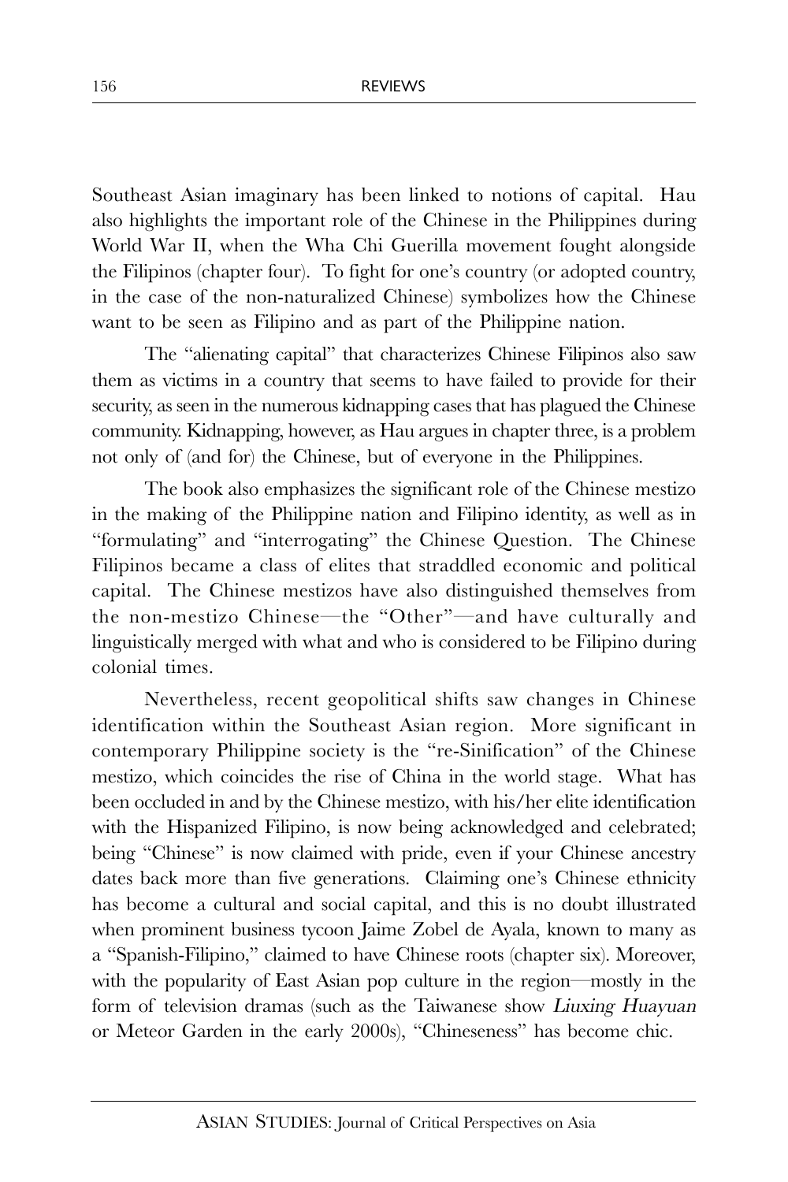Southeast Asian imaginary has been linked to notions of capital. Hau also highlights the important role of the Chinese in the Philippines during World War II, when the Wha Chi Guerilla movement fought alongside the Filipinos (chapter four). To fight for one's country (or adopted country, in the case of the non-naturalized Chinese) symbolizes how the Chinese want to be seen as Filipino and as part of the Philippine nation.

The "alienating capital" that characterizes Chinese Filipinos also saw them as victims in a country that seems to have failed to provide for their security, as seen in the numerous kidnapping cases that has plagued the Chinese community. Kidnapping, however, as Hau argues in chapter three, is a problem not only of (and for) the Chinese, but of everyone in the Philippines.

The book also emphasizes the significant role of the Chinese mestizo in the making of the Philippine nation and Filipino identity, as well as in "formulating" and "interrogating" the Chinese Question. The Chinese Filipinos became a class of elites that straddled economic and political capital. The Chinese mestizos have also distinguished themselves from the non-mestizo Chinese—the "Other"—and have culturally and linguistically merged with what and who is considered to be Filipino during colonial times.

Nevertheless, recent geopolitical shifts saw changes in Chinese identification within the Southeast Asian region. More significant in contemporary Philippine society is the "re-Sinification" of the Chinese mestizo, which coincides the rise of China in the world stage. What has been occluded in and by the Chinese mestizo, with his/her elite identification with the Hispanized Filipino, is now being acknowledged and celebrated; being "Chinese" is now claimed with pride, even if your Chinese ancestry dates back more than five generations. Claiming one's Chinese ethnicity has become a cultural and social capital, and this is no doubt illustrated when prominent business tycoon Jaime Zobel de Ayala, known to many as a "Spanish-Filipino," claimed to have Chinese roots (chapter six). Moreover, with the popularity of East Asian pop culture in the region—mostly in the form of television dramas (such as the Taiwanese show *Liuxing Huayuan* or Meteor Garden in the early 2000s), "Chineseness" has become chic.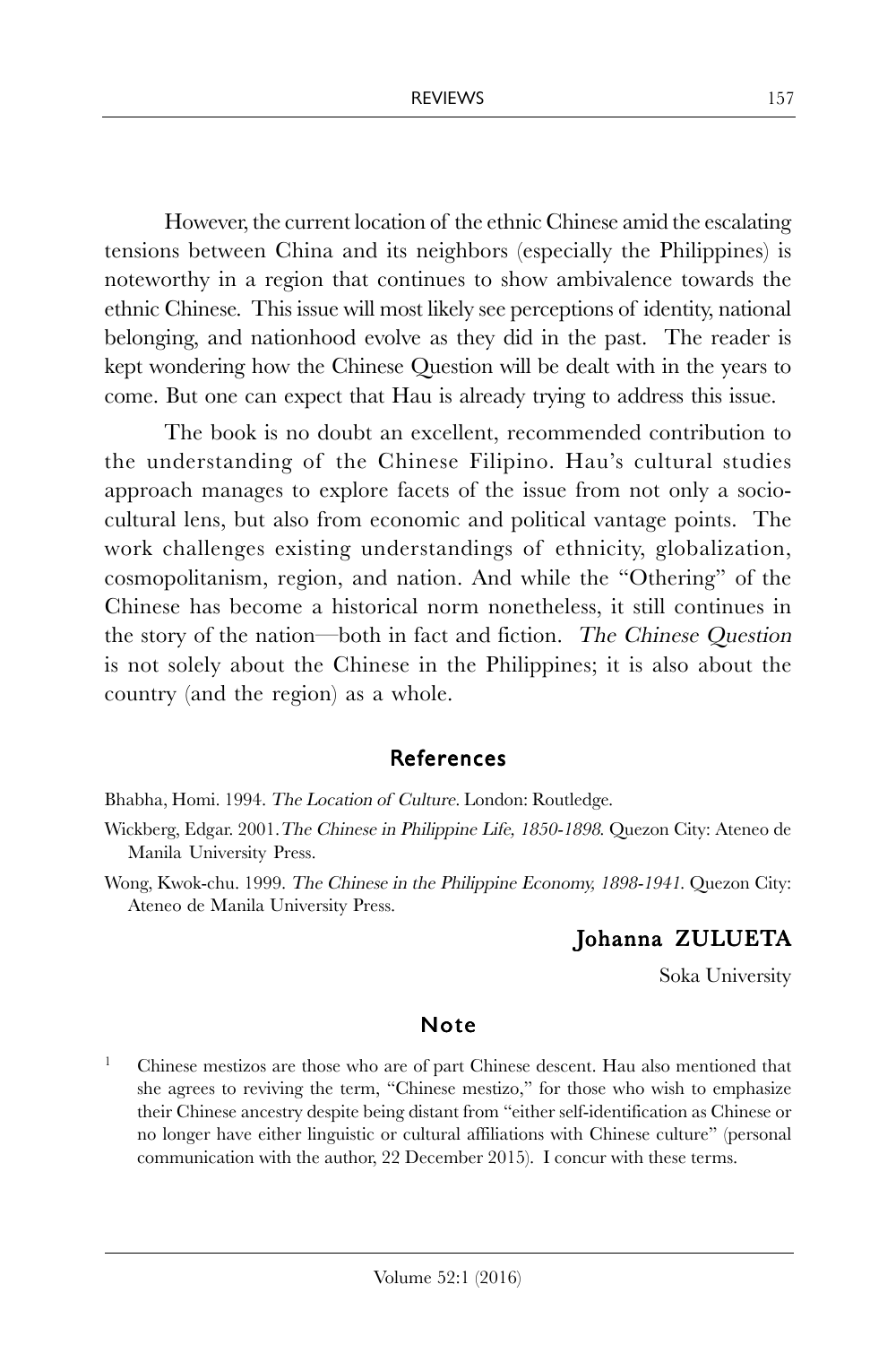However, the current location of the ethnic Chinese amid the escalating tensions between China and its neighbors (especially the Philippines) is noteworthy in a region that continues to show ambivalence towards the ethnic Chinese. This issue will most likely see perceptions of identity, national belonging, and nationhood evolve as they did in the past. The reader is kept wondering how the Chinese Question will be dealt with in the years to come. But one can expect that Hau is already trying to address this issue.

The book is no doubt an excellent, recommended contribution to the understanding of the Chinese Filipino. Hau's cultural studies approach manages to explore facets of the issue from not only a socio-cultural lens, but also from economic and political vantage points. The work challenges existing understandings of ethnicity, globalization, cosmopolitanism, region, and nation. And while the "Othering" of the Chinese has become a historical norm nonetheless, it still continues in the story of the nation—both in fact and fiction. *The Chinese Question* is not solely about the Chinese in the Philippines; it is also about the country (and the region) as a whole.

## References

Bhabha, Homi. 1994. *The Location of Culture*. London: Routledge.

Wickberg, Edgar. 2001. *The Chinese in Philippine Life, 1850-1898*. Quezon City: Ateneo de Manila University Press.

Wong, Kwok-chu. 1999. *The Chinese in the Philippine Economy, 1898-1941*. Quezon City: Ateneo de Manila University Press.

**Johanna ZULUETA**

Soka University

## Note

[1] Chinese mestizos are those who are of part Chinese descent. Hau also mentioned that she agrees to reviving the term, "Chinese mestizo," for those who wish to emphasize their Chinese ancestry despite being distant from "either self-identification as Chinese or no longer have either linguistic or cultural affiliations with Chinese culture" (personal communication with the author, 22 December 2015). I concur with these terms.